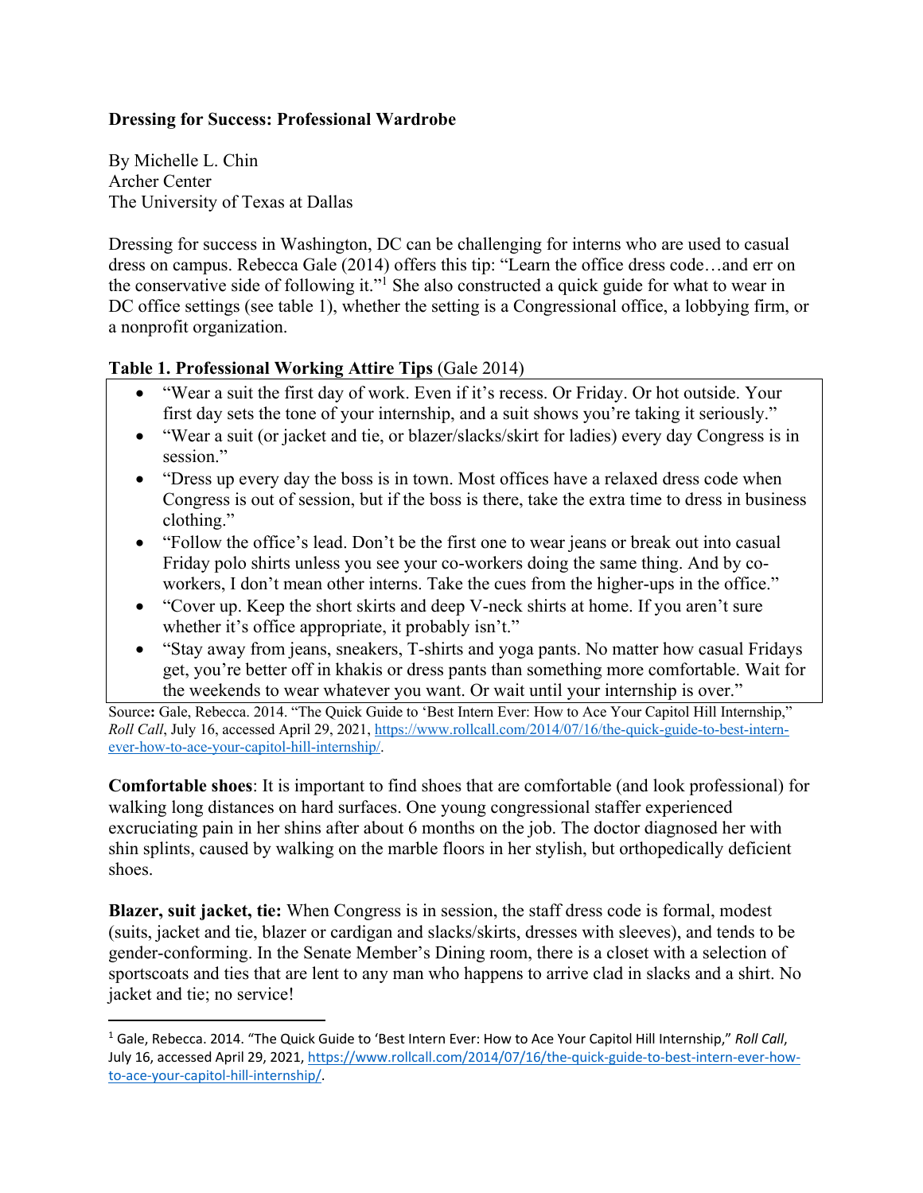# Dressing for Success: Professional Wardrobe

By Michelle L. Chin
Archer Center
The University of Texas at Dallas

Dressing for success in Washington, DC can be challenging for interns who are used to casual dress on campus. Rebecca Gale (2014) offers this tip: "Learn the office dress code…and err on the conservative side of following it."[1] She also constructed a quick guide for what to wear in DC office settings (see table 1), whether the setting is a Congressional office, a lobbying firm, or a nonprofit organization.

**Table 1. Professional Working Attire Tips** (Gale 2014)

- "Wear a suit the first day of work. Even if it's recess. Or Friday. Or hot outside. Your first day sets the tone of your internship, and a suit shows you're taking it seriously."
- "Wear a suit (or jacket and tie, or blazer/slacks/skirt for ladies) every day Congress is in session."
- "Dress up every day the boss is in town. Most offices have a relaxed dress code when Congress is out of session, but if the boss is there, take the extra time to dress in business clothing."
- "Follow the office's lead. Don't be the first one to wear jeans or break out into casual Friday polo shirts unless you see your co-workers doing the same thing. And by co-workers, I don't mean other interns. Take the cues from the higher-ups in the office."
- "Cover up. Keep the short skirts and deep V-neck shirts at home. If you aren't sure whether it's office appropriate, it probably isn't."
- "Stay away from jeans, sneakers, T-shirts and yoga pants. No matter how casual Fridays get, you're better off in khakis or dress pants than something more comfortable. Wait for the weekends to wear whatever you want. Or wait until your internship is over."

Source**:** Gale, Rebecca. 2014. "The Quick Guide to 'Best Intern Ever: How to Ace Your Capitol Hill Internship," *Roll Call*, July 16, accessed April 29, 2021, https://www.rollcall.com/2014/07/16/the-quick-guide-to-best-intern-ever-how-to-ace-your-capitol-hill-internship/.

**Comfortable shoes**: It is important to find shoes that are comfortable (and look professional) for walking long distances on hard surfaces. One young congressional staffer experienced excruciating pain in her shins after about 6 months on the job. The doctor diagnosed her with shin splints, caused by walking on the marble floors in her stylish, but orthopedically deficient shoes.

**Blazer, suit jacket, tie:** When Congress is in session, the staff dress code is formal, modest (suits, jacket and tie, blazer or cardigan and slacks/skirts, dresses with sleeves), and tends to be gender-conforming. In the Senate Member's Dining room, there is a closet with a selection of sportscoats and ties that are lent to any man who happens to arrive clad in slacks and a shirt. No jacket and tie; no service!

---

[1] Gale, Rebecca. 2014. "The Quick Guide to 'Best Intern Ever: How to Ace Your Capitol Hill Internship," *Roll Call*, July 16, accessed April 29, 2021, https://www.rollcall.com/2014/07/16/the-quick-guide-to-best-intern-ever-how-to-ace-your-capitol-hill-internship/.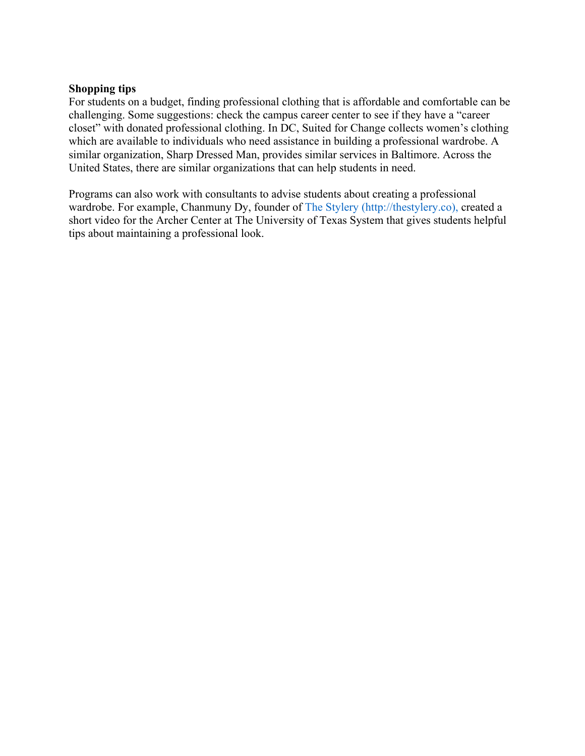**Shopping tips**

For students on a budget, finding professional clothing that is affordable and comfortable can be challenging. Some suggestions: check the campus career center to see if they have a "career closet" with donated professional clothing. In DC, Suited for Change collects women's clothing which are available to individuals who need assistance in building a professional wardrobe. A similar organization, Sharp Dressed Man, provides similar services in Baltimore. Across the United States, there are similar organizations that can help students in need.

Programs can also work with consultants to advise students about creating a professional wardrobe. For example, Chanmuny Dy, founder of The Stylery (http://thestylery.co), created a short video for the Archer Center at The University of Texas System that gives students helpful tips about maintaining a professional look.